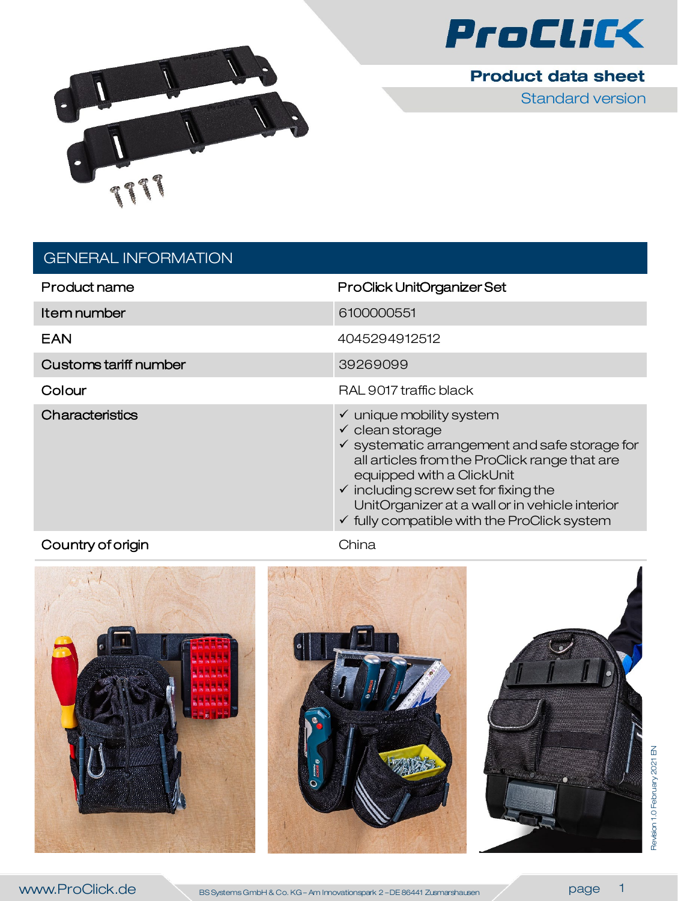# ProClick

## Product data sheet

Standard version

## GENERAL INFORMATION

| | |
|---|---|
| Product name | ProClick UnitOrganizer Set |
| Item number | 6100000551 |
| EAN | 4045294912512 |
| Customs tariff number | 39269099 |
| Colour | RAL 9017 traffic black |
| Characteristics | ✓ unique mobility system<br>✓ clean storage<br>✓ systematic arrangement and safe storage for all articles from the ProClick range that are equipped with a ClickUnit<br>✓ including screw set for fixing the UnitOrganizer at a wall or in vehicle interior<br>✓ fully compatible with the ProClick system |
| Country of origin | China |

Revision 1.0 February 2021 EN

www.ProClick.de

BS Systems GmbH & Co. KG – Am Innovationspark 2 – DE 86441 Zusmarshausen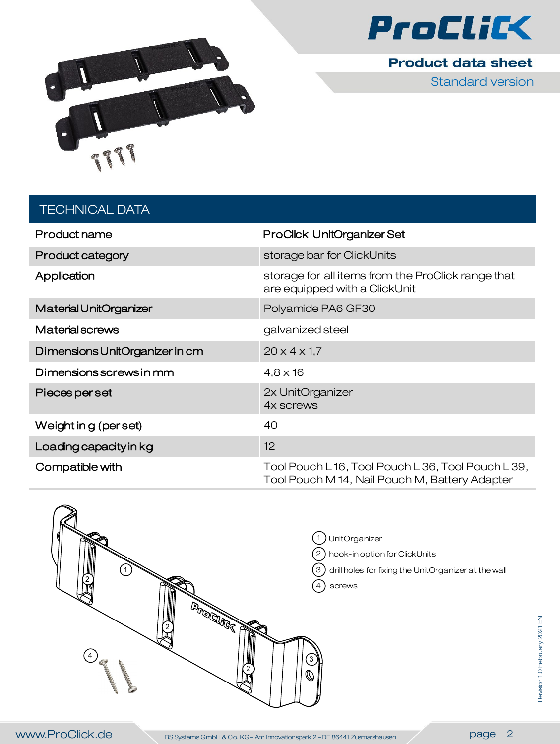# ProClick

## Product data sheet

Standard version

## TECHNICAL DATA

| | |
|---|---|
| Product name | ProClick UnitOrganizer Set |
| Product category | storage bar for ClickUnits |
| Application | storage for all items from the ProClick range that are equipped with a ClickUnit |
| Material UnitOrganizer | Polyamide PA6 GF30 |
| Material screws | galvanized steel |
| Dimensions UnitOrganizer in cm | 20 x 4 x 1,7 |
| Dimensions screws in mm | 4,8 x 16 |
| Pieces per set | 2x UnitOrganizer<br>4x screws |
| Weight in g (per set) | 40 |
| Loading capacity in kg | 12 |
| Compatible with | Tool Pouch L 16, Tool Pouch L 36, Tool Pouch L 39, Tool Pouch M 14, Nail Pouch M, Battery Adapter |

1. UnitOrganizer
2. hook-in option for ClickUnits
3. drill holes for fixing the UnitOrganizer at the wall
4. screws

Revision 1.0 February 2021 EN

www.ProClick.de

BS Systems GmbH & Co. KG – Am Innovationspark 2 – DE 86441 Zusmarshausen